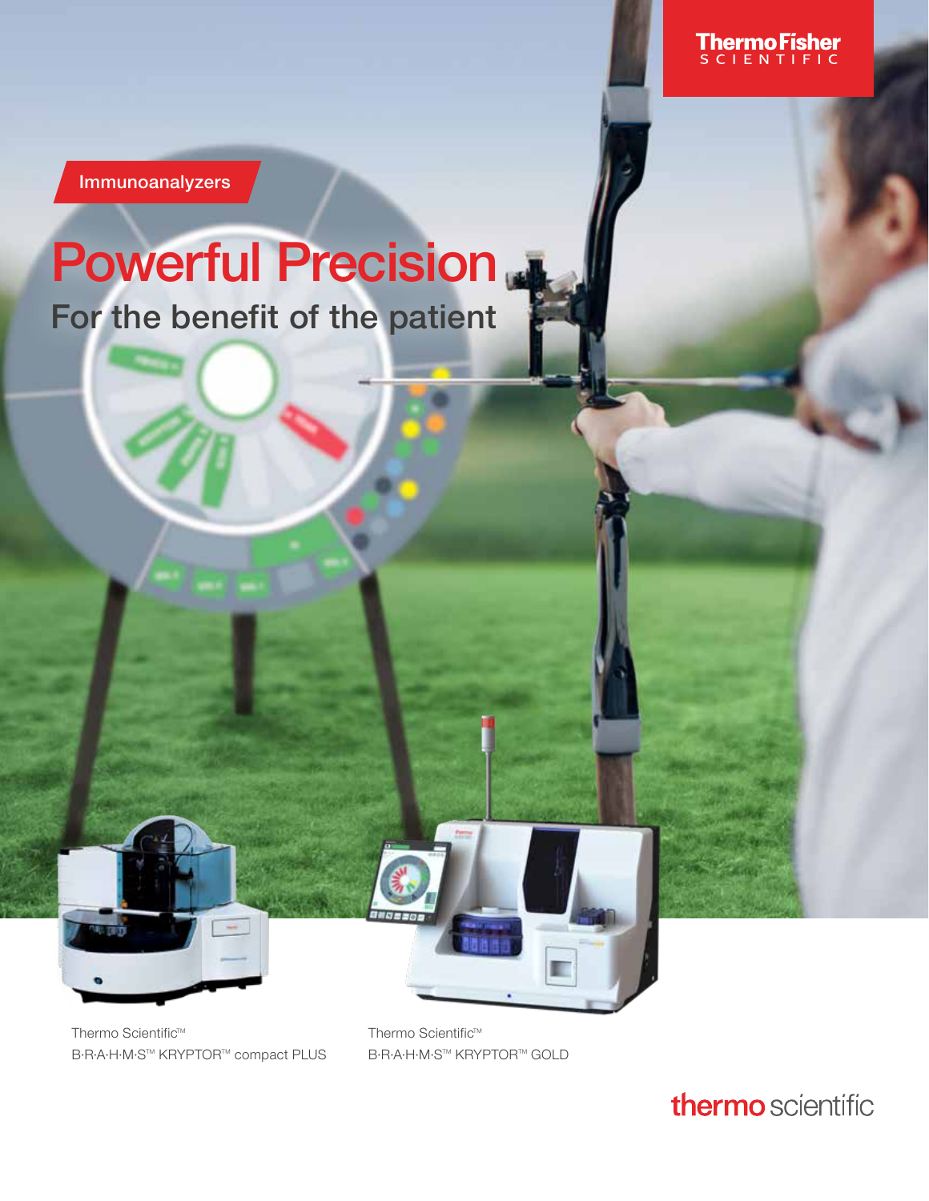Thermo Fisher SCIENTIFIC

Immunoanalyzers

# Powerful Precision

## For the benefit of the patient

Thermo Scientific™
B·R·A·H·M·S™ KRYPTOR™ compact PLUS

Thermo Scientific™
B·R·A·H·M·S™ KRYPTOR™ GOLD

thermo scientific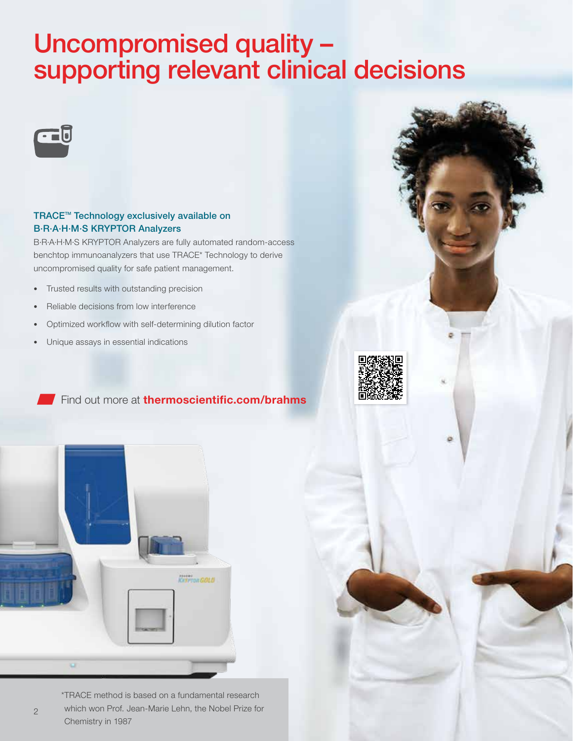# Uncompromised quality – supporting relevant clinical decisions

### TRACE™ Technology exclusively available on B·R·A·H·M·S KRYPTOR Analyzers

B·R·A·H·M·S KRYPTOR Analyzers are fully automated random-access benchtop immunoanalyzers that use TRACE* Technology to derive uncompromised quality for safe patient management.

- Trusted results with outstanding precision
- Reliable decisions from low interference
- Optimized workflow with self-determining dilution factor
- Unique assays in essential indications

Find out more at **thermoscientific.com/brahms**

*TRACE method is based on a fundamental research which won Prof. Jean-Marie Lehn, the Nobel Prize for Chemistry in 1987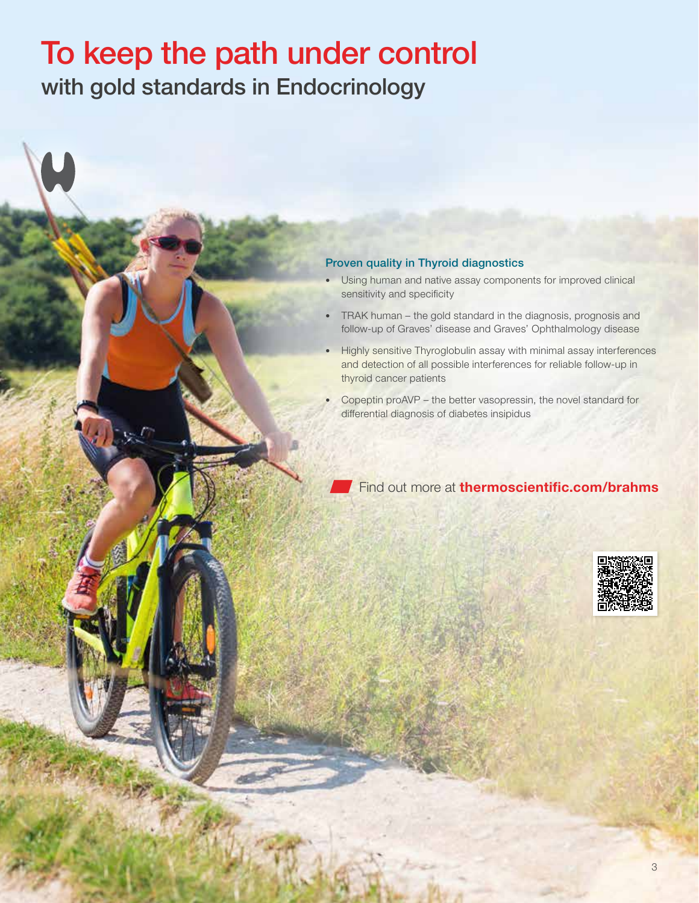# To keep the path under control

## with gold standards in Endocrinology

### Proven quality in Thyroid diagnostics

- Using human and native assay components for improved clinical sensitivity and specificity
- TRAK human – the gold standard in the diagnosis, prognosis and follow-up of Graves' disease and Graves' Ophthalmology disease
- Highly sensitive Thyroglobulin assay with minimal assay interferences and detection of all possible interferences for reliable follow-up in thyroid cancer patients
- Copeptin proAVP – the better vasopressin, the novel standard for differential diagnosis of diabetes insipidus

Find out more at **thermoscientific.com/brahms**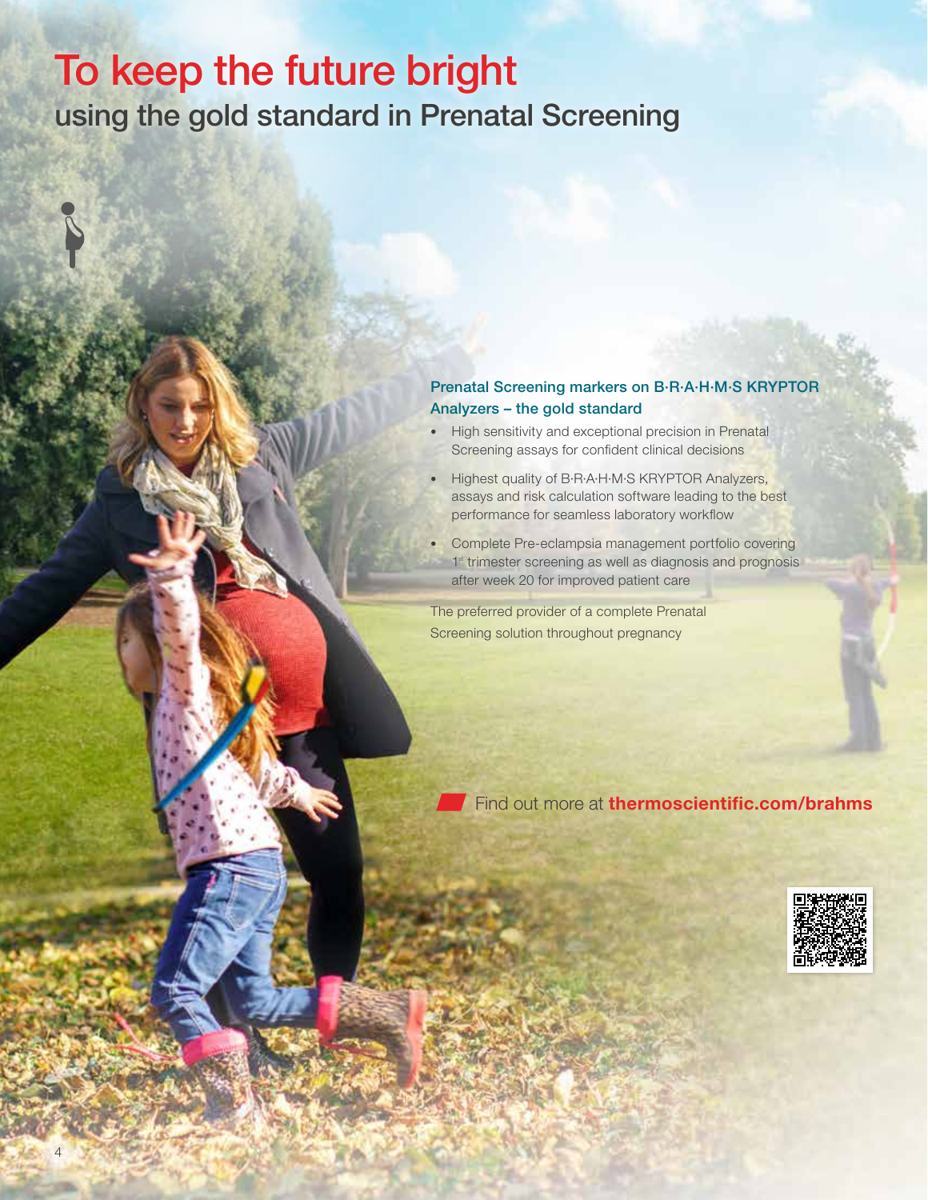# To keep the future bright

## using the gold standard in Prenatal Screening

### Prenatal Screening markers on B·R·A·H·M·S KRYPTOR Analyzers – the gold standard

- High sensitivity and exceptional precision in Prenatal Screening assays for confident clinical decisions
- Highest quality of B·R·A·H·M·S KRYPTOR Analyzers, assays and risk calculation software leading to the best performance for seamless laboratory workflow
- Complete Pre-eclampsia management portfolio covering 1st trimester screening as well as diagnosis and prognosis after week 20 for improved patient care

The preferred provider of a complete Prenatal Screening solution throughout pregnancy

Find out more at **thermoscientific.com/brahms**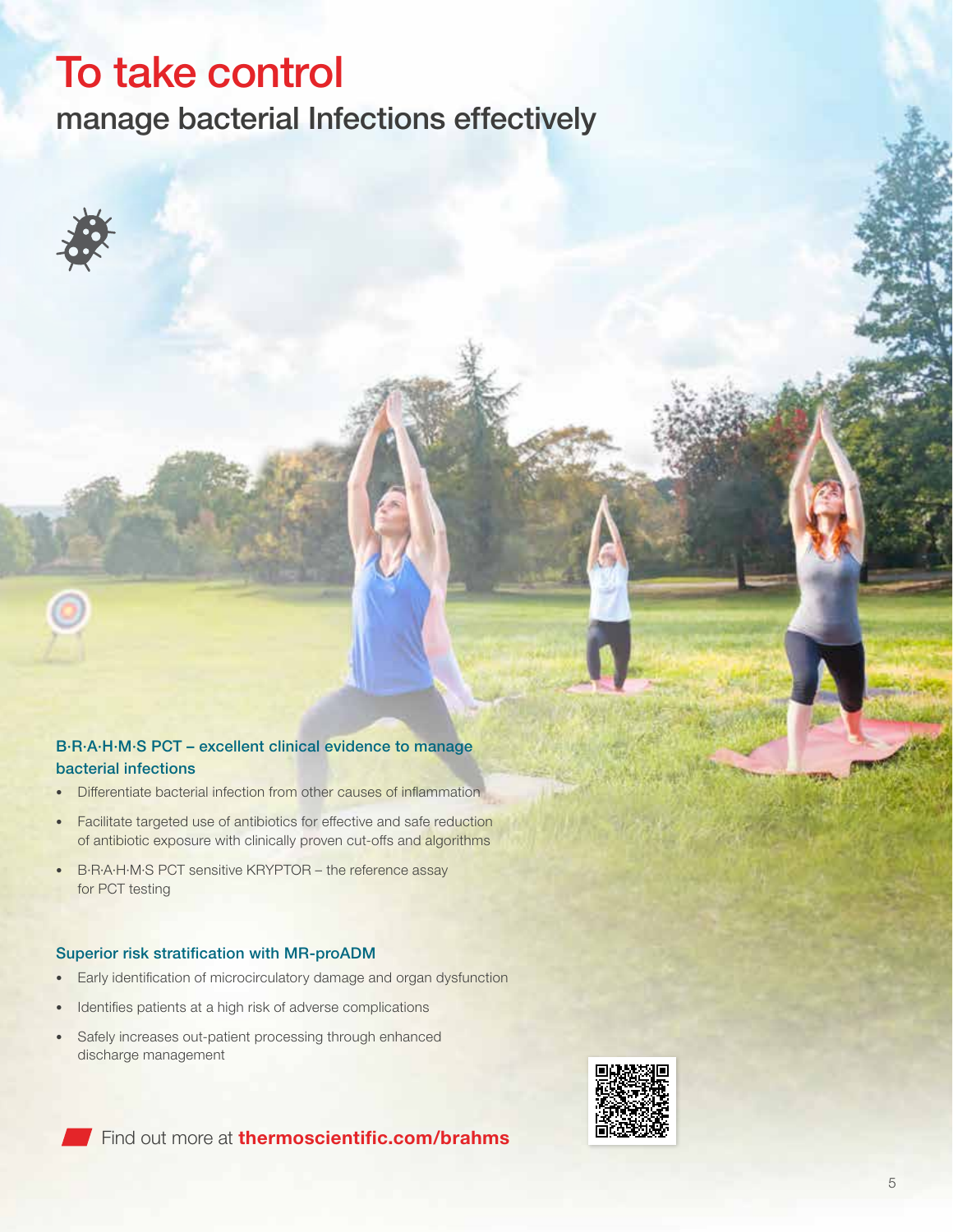# To take control

## manage bacterial Infections effectively

### B·R·A·H·M·S PCT – excellent clinical evidence to manage bacterial infections

- Differentiate bacterial infection from other causes of inflammation
- Facilitate targeted use of antibiotics for effective and safe reduction of antibiotic exposure with clinically proven cut-offs and algorithms
- B·R·A·H·M·S PCT sensitive KRYPTOR – the reference assay for PCT testing

### Superior risk stratification with MR-proADM

- Early identification of microcirculatory damage and organ dysfunction
- Identifies patients at a high risk of adverse complications
- Safely increases out-patient processing through enhanced discharge management

Find out more at **thermoscientific.com/brahms**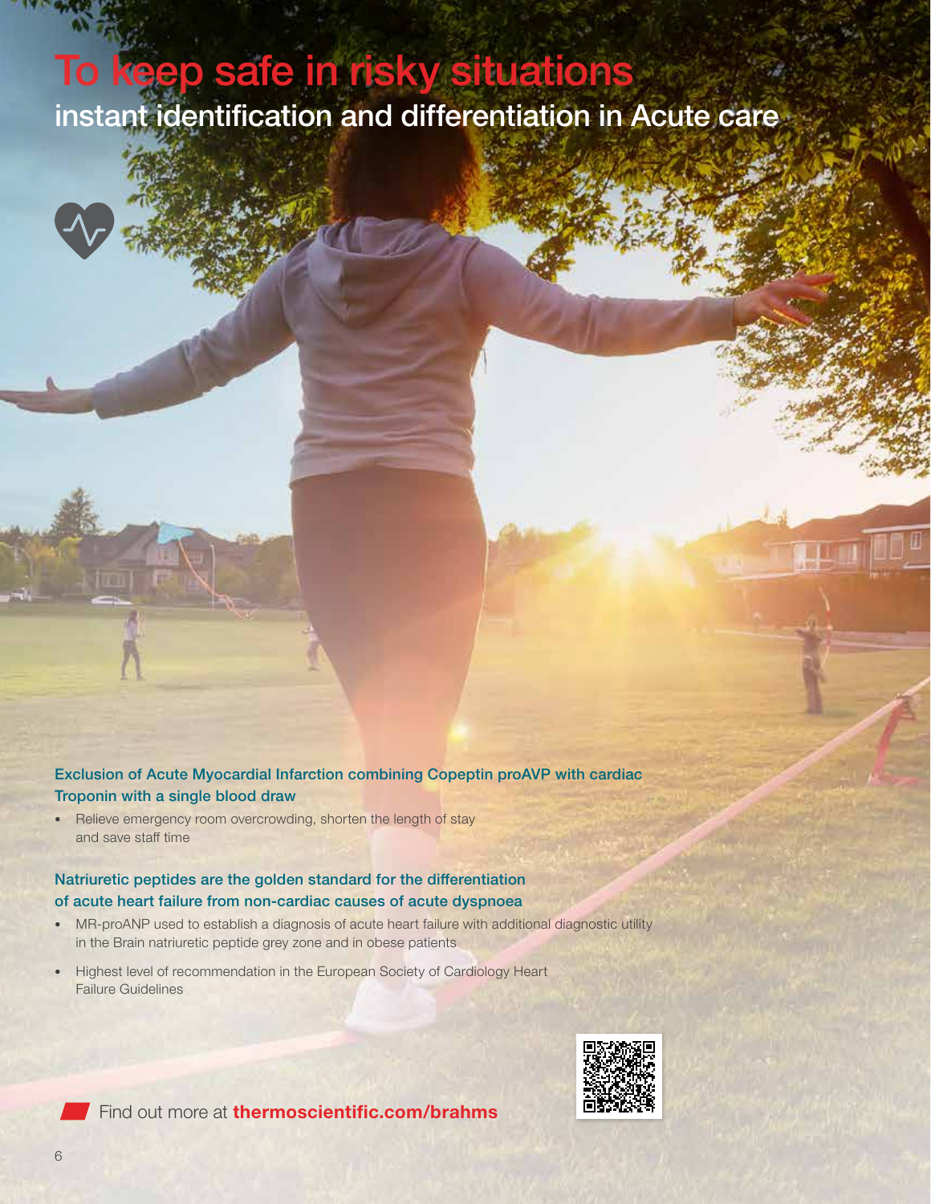# To keep safe in risky situations

## instant identification and differentiation in Acute care

### Exclusion of Acute Myocardial Infarction combining Copeptin proAVP with cardiac Troponin with a single blood draw

- Relieve emergency room overcrowding, shorten the length of stay and save staff time

### Natriuretic peptides are the golden standard for the differentiation of acute heart failure from non-cardiac causes of acute dyspnoea

- MR-proANP used to establish a diagnosis of acute heart failure with additional diagnostic utility in the Brain natriuretic peptide grey zone and in obese patients
- Highest level of recommendation in the European Society of Cardiology Heart Failure Guidelines

Find out more at **thermoscientific.com/brahms**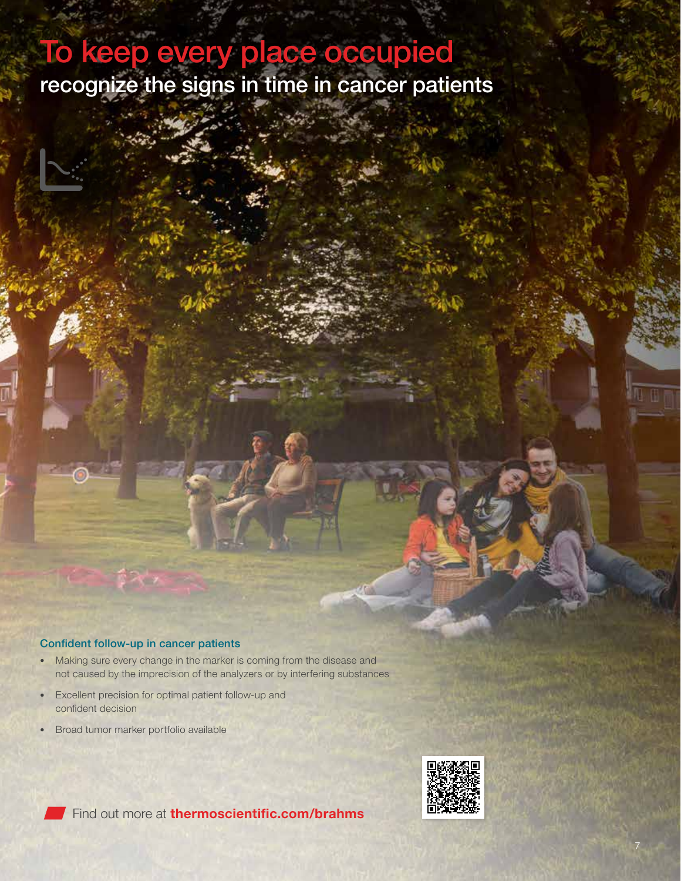# To keep every place occupied

## recognize the signs in time in cancer patients

### Confident follow-up in cancer patients

- Making sure every change in the marker is coming from the disease and not caused by the imprecision of the analyzers or by interfering substances
- Excellent precision for optimal patient follow-up and confident decision
- Broad tumor marker portfolio available

Find out more at **thermoscientific.com/brahms**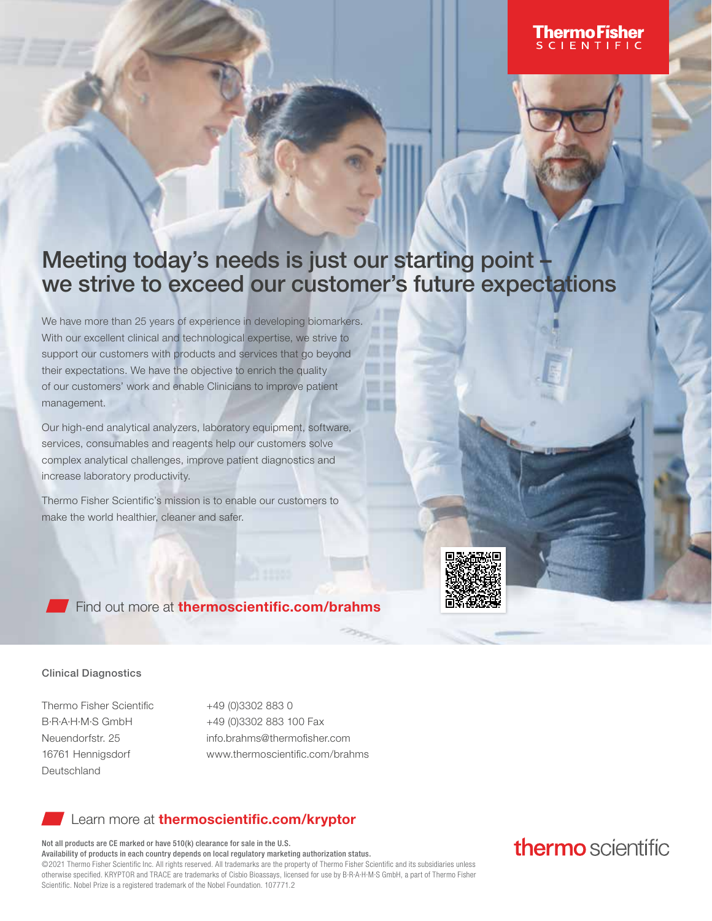ThermoFisher SCIENTIFIC

# Meeting today's needs is just our starting point – we strive to exceed our customer's future expectations

We have more than 25 years of experience in developing biomarkers. With our excellent clinical and technological expertise, we strive to support our customers with products and services that go beyond their expectations. We have the objective to enrich the quality of our customers' work and enable Clinicians to improve patient management.

Our high-end analytical analyzers, laboratory equipment, software, services, consumables and reagents help our customers solve complex analytical challenges, improve patient diagnostics and increase laboratory productivity.

Thermo Fisher Scientific's mission is to enable our customers to make the world healthier, cleaner and safer.

Find out more at **thermoscientific.com/brahms**

## Clinical Diagnostics

Thermo Fisher Scientific
B·R·A·H·M·S GmbH
Neuendorfstr. 25
16761 Hennigsdorf
Deutschland

+49 (0)3302 883 0
+49 (0)3302 883 100 Fax
info.brahms@thermofisher.com
www.thermoscientific.com/brahms

Learn more at **thermoscientific.com/kryptor**

**Not all products are CE marked or have 510(k) clearance for sale in the U.S.**
**Availability of products in each country depends on local regulatory marketing authorization status.**
©2021 Thermo Fisher Scientific Inc. All rights reserved. All trademarks are the property of Thermo Fisher Scientific and its subsidiaries unless otherwise specified. KRYPTOR and TRACE are trademarks of Cisbio Bioassays, licensed for use by B·R·A·H·M·S GmbH, a part of Thermo Fisher Scientific. Nobel Prize is a registered trademark of the Nobel Foundation. 107771.2

thermo scientific